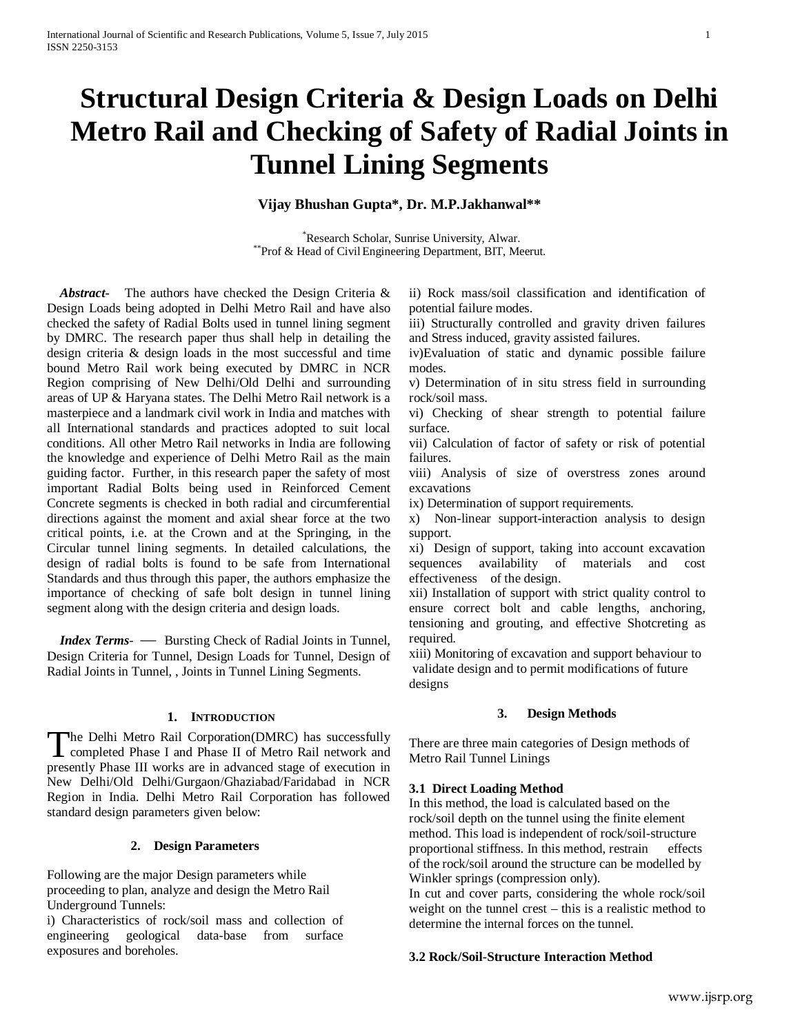# Structural Design Criteria & Design Loads on Delhi Metro Rail and Checking of Safety of Radial Joints in Tunnel Lining Segments

**Vijay Bhushan Gupta*, Dr. M.P.Jakhanwal****

*Research Scholar, Sunrise University, Alwar.
**Prof & Head of Civil Engineering Department, BIT, Meerut.

***Abstract***- The authors have checked the Design Criteria & Design Loads being adopted in Delhi Metro Rail and have also checked the safety of Radial Bolts used in tunnel lining segment by DMRC. The research paper thus shall help in detailing the design criteria & design loads in the most successful and time bound Metro Rail work being executed by DMRC in NCR Region comprising of New Delhi/Old Delhi and surrounding areas of UP & Haryana states. The Delhi Metro Rail network is a masterpiece and a landmark civil work in India and matches with all International standards and practices adopted to suit local conditions. All other Metro Rail networks in India are following the knowledge and experience of Delhi Metro Rail as the main guiding factor. Further, in this research paper the safety of most important Radial Bolts being used in Reinforced Cement Concrete segments is checked in both radial and circumferential directions against the moment and axial shear force at the two critical points, i.e. at the Crown and at the Springing, in the Circular tunnel lining segments. In detailed calculations, the design of radial bolts is found to be safe from International Standards and thus through this paper, the authors emphasize the importance of checking of safe bolt design in tunnel lining segment along with the design criteria and design loads.

***Index Terms***- — Bursting Check of Radial Joints in Tunnel, Design Criteria for Tunnel, Design Loads for Tunnel, Design of Radial Joints in Tunnel, , Joints in Tunnel Lining Segments.

## 1. Introduction

The Delhi Metro Rail Corporation(DMRC) has successfully completed Phase I and Phase II of Metro Rail network and presently Phase III works are in advanced stage of execution in New Delhi/Old Delhi/Gurgaon/Ghaziabad/Faridabad in NCR Region in India. Delhi Metro Rail Corporation has followed standard design parameters given below:

## 2. Design Parameters

Following are the major Design parameters while proceeding to plan, analyze and design the Metro Rail Underground Tunnels:

i) Characteristics of rock/soil mass and collection of engineering geological data-base from surface exposures and boreholes.

ii) Rock mass/soil classification and identification of potential failure modes.

iii) Structurally controlled and gravity driven failures and Stress induced, gravity assisted failures.

iv)Evaluation of static and dynamic possible failure modes.

v) Determination of in situ stress field in surrounding rock/soil mass.

vi) Checking of shear strength to potential failure surface.

vii) Calculation of factor of safety or risk of potential failures.

viii) Analysis of size of overstress zones around excavations

ix) Determination of support requirements.

x) Non-linear support-interaction analysis to design support.

xi) Design of support, taking into account excavation sequences availability of materials and cost effectiveness of the design.

xii) Installation of support with strict quality control to ensure correct bolt and cable lengths, anchoring, tensioning and grouting, and effective Shotcreting as required.

xiii) Monitoring of excavation and support behaviour to validate design and to permit modifications of future designs

## 3. Design Methods

There are three main categories of Design methods of Metro Rail Tunnel Linings

### 3.1 Direct Loading Method

In this method, the load is calculated based on the rock/soil depth on the tunnel using the finite element method. This load is independent of rock/soil-structure proportional stiffness. In this method, restrain effects of the rock/soil around the structure can be modelled by Winkler springs (compression only).

In cut and cover parts, considering the whole rock/soil weight on the tunnel crest – this is a realistic method to determine the internal forces on the tunnel.

### 3.2 Rock/Soil-Structure Interaction Method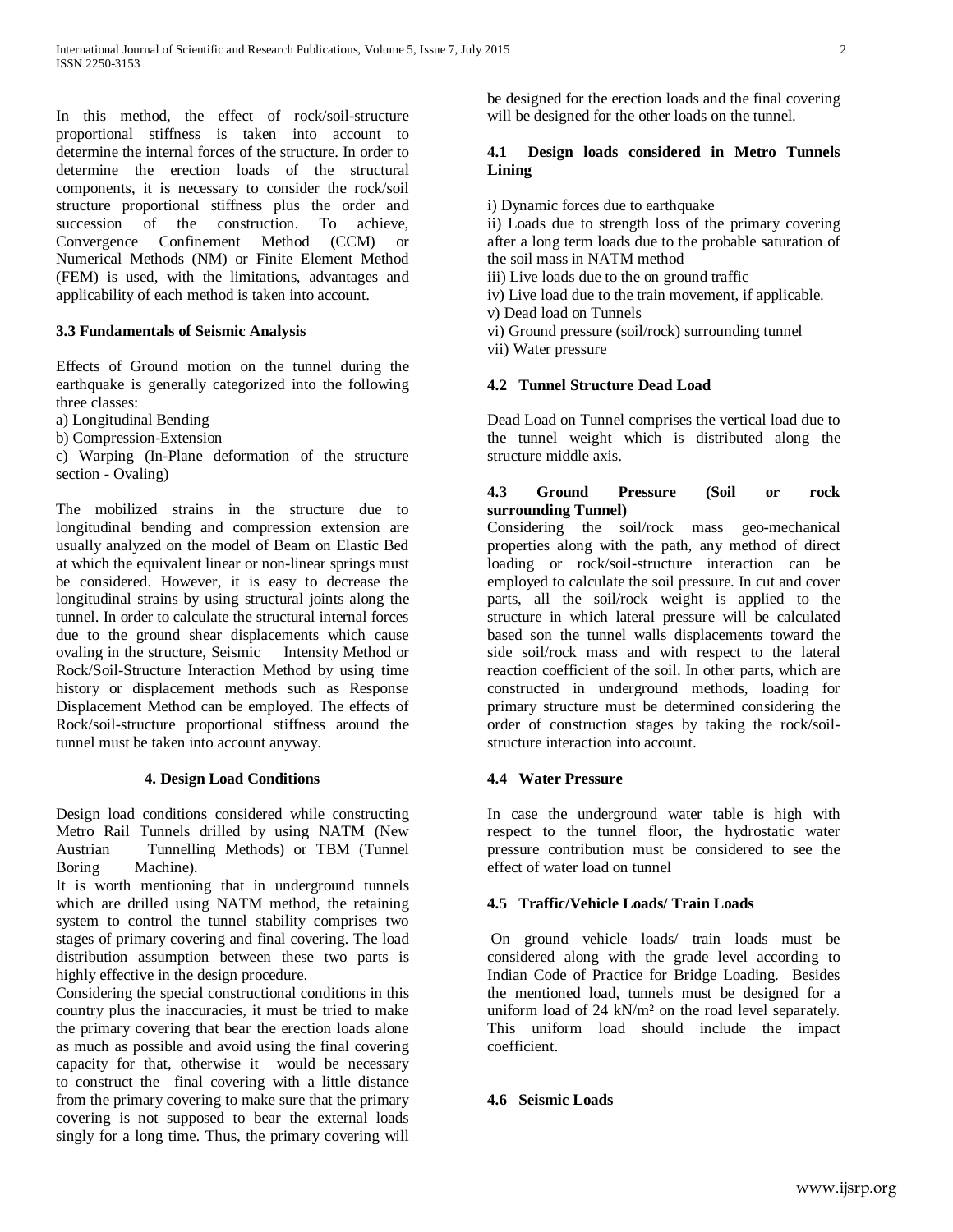In this method, the effect of rock/soil-structure proportional stiffness is taken into account to determine the internal forces of the structure. In order to determine the erection loads of the structural components, it is necessary to consider the rock/soil structure proportional stiffness plus the order and succession of the construction. To achieve, Convergence Confinement Method (CCM) or Numerical Methods (NM) or Finite Element Method (FEM) is used, with the limitations, advantages and applicability of each method is taken into account.

### 3.3 Fundamentals of Seismic Analysis

Effects of Ground motion on the tunnel during the earthquake is generally categorized into the following three classes:

a) Longitudinal Bending

b) Compression-Extension

c) Warping (In-Plane deformation of the structure section - Ovaling)

The mobilized strains in the structure due to longitudinal bending and compression extension are usually analyzed on the model of Beam on Elastic Bed at which the equivalent linear or non-linear springs must be considered. However, it is easy to decrease the longitudinal strains by using structural joints along the tunnel. In order to calculate the structural internal forces due to the ground shear displacements which cause ovaling in the structure, Seismic Intensity Method or Rock/Soil-Structure Interaction Method by using time history or displacement methods such as Response Displacement Method can be employed. The effects of Rock/soil-structure proportional stiffness around the tunnel must be taken into account anyway.

## 4. Design Load Conditions

Design load conditions considered while constructing Metro Rail Tunnels drilled by using NATM (New Austrian Tunnelling Methods) or TBM (Tunnel Boring Machine).

It is worth mentioning that in underground tunnels which are drilled using NATM method, the retaining system to control the tunnel stability comprises two stages of primary covering and final covering. The load distribution assumption between these two parts is highly effective in the design procedure.

Considering the special constructional conditions in this country plus the inaccuracies, it must be tried to make the primary covering that bear the erection loads alone as much as possible and avoid using the final covering capacity for that, otherwise it would be necessary to construct the final covering with a little distance from the primary covering to make sure that the primary covering is not supposed to bear the external loads singly for a long time. Thus, the primary covering will be designed for the erection loads and the final covering will be designed for the other loads on the tunnel.

### 4.1 Design loads considered in Metro Tunnels Lining

i) Dynamic forces due to earthquake

ii) Loads due to strength loss of the primary covering after a long term loads due to the probable saturation of the soil mass in NATM method

iii) Live loads due to the on ground traffic

iv) Live load due to the train movement, if applicable.

v) Dead load on Tunnels

vi) Ground pressure (soil/rock) surrounding tunnel

vii) Water pressure

### 4.2 Tunnel Structure Dead Load

Dead Load on Tunnel comprises the vertical load due to the tunnel weight which is distributed along the structure middle axis.

### 4.3 Ground Pressure (Soil or rock surrounding Tunnel)

Considering the soil/rock mass geo-mechanical properties along with the path, any method of direct loading or rock/soil-structure interaction can be employed to calculate the soil pressure. In cut and cover parts, all the soil/rock weight is applied to the structure in which lateral pressure will be calculated based son the tunnel walls displacements toward the side soil/rock mass and with respect to the lateral reaction coefficient of the soil. In other parts, which are constructed in underground methods, loading for primary structure must be determined considering the order of construction stages by taking the rock/soil-structure interaction into account.

### 4.4 Water Pressure

In case the underground water table is high with respect to the tunnel floor, the hydrostatic water pressure contribution must be considered to see the effect of water load on tunnel

### 4.5 Traffic/Vehicle Loads/ Train Loads

On ground vehicle loads/ train loads must be considered along with the grade level according to Indian Code of Practice for Bridge Loading. Besides the mentioned load, tunnels must be designed for a uniform load of 24 kN/m² on the road level separately. This uniform load should include the impact coefficient.

### 4.6 Seismic Loads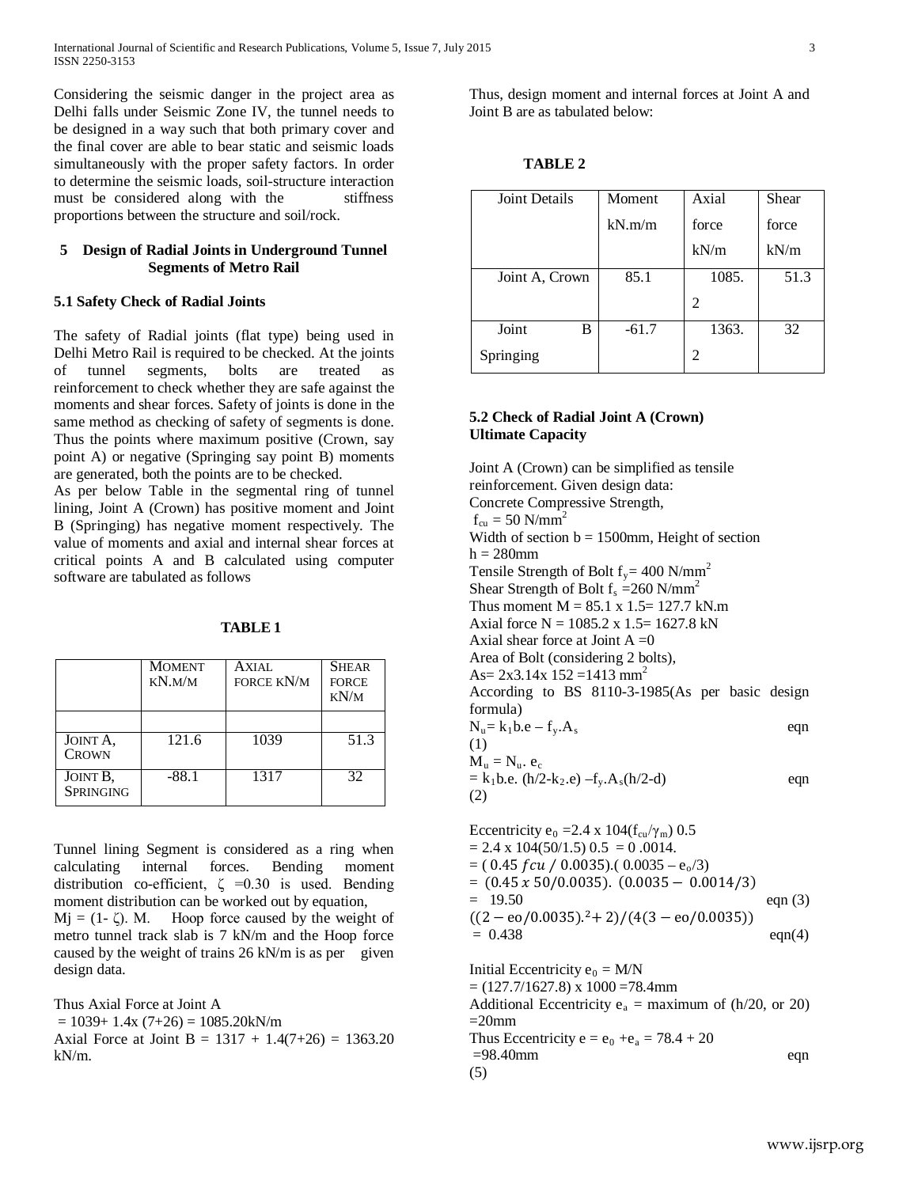Considering the seismic danger in the project area as Delhi falls under Seismic Zone IV, the tunnel needs to be designed in a way such that both primary cover and the final cover are able to bear static and seismic loads simultaneously with the proper safety factors. In order to determine the seismic loads, soil-structure interaction must be considered along with the stiffness proportions between the structure and soil/rock.

## 5 Design of Radial Joints in Underground Tunnel Segments of Metro Rail

### 5.1 Safety Check of Radial Joints

The safety of Radial joints (flat type) being used in Delhi Metro Rail is required to be checked. At the joints of tunnel segments, bolts are treated as reinforcement to check whether they are safe against the moments and shear forces. Safety of joints is done in the same method as checking of safety of segments is done. Thus the points where maximum positive (Crown, say point A) or negative (Springing say point B) moments are generated, both the points are to be checked.

As per below Table in the segmental ring of tunnel lining, Joint A (Crown) has positive moment and Joint B (Springing) has negative moment respectively. The value of moments and axial and internal shear forces at critical points A and B calculated using computer software are tabulated as follows

**TABLE 1**

| | MOMENT KN.M/M | AXIAL FORCE KN/M | SHEAR FORCE KN/M |
|---|---|---|---|
| | | | |
| JOINT A, CROWN | 121.6 | 1039 | 51.3 |
| JOINT B, SPRINGING | -88.1 | 1317 | 32 |

Tunnel lining Segment is considered as a ring when calculating internal forces. Bending moment distribution co-efficient, $\zeta$ =0.30 is used. Bending moment distribution can be worked out by equation,

$M_j = (1- \zeta). M$. Hoop force caused by the weight of metro tunnel track slab is 7 kN/m and the Hoop force caused by the weight of trains 26 kN/m is as per given design data.

Thus Axial Force at Joint A

= 1039+ 1.4x (7+26) = 1085.20kN/m

Axial Force at Joint B = 1317 + 1.4(7+26) = 1363.20 kN/m.

Thus, design moment and internal forces at Joint A and Joint B are as tabulated below:

**TABLE 2**

| Joint Details | Moment kN.m/m | Axial force kN/m | Shear force kN/m |
|---|---|---|---|
| Joint A, Crown | 85.1 | 1085.2 | 51.3 |
| Joint B Springing | -61.7 | 1363.2 | 32 |

### 5.2 Check of Radial Joint A (Crown) Ultimate Capacity

Joint A (Crown) can be simplified as tensile reinforcement. Given design data:

Concrete Compressive Strength,

$f_{cu} = 50$ N/mm$^2$

Width of section b = 1500mm, Height of section h = 280mm

Tensile Strength of Bolt $f_y$= 400 N/mm$^2$

Shear Strength of Bolt $f_s$ =260 N/mm$^2$

Thus moment M = 85.1 x 1.5= 127.7 kN.m

Axial force N = 1085.2 x 1.5= 1627.8 kN

Axial shear force at Joint A =0

Area of Bolt (considering 2 bolts),

As= 2x3.14x 152 =1413 mm$^2$

According to BS 8110-3-1985(As per basic design formula)

$N_u= k_1 b.e – f_y.A_s$ eqn (1)

$M_u = N_u. e_c$

$= k_1 b.e. (h/2-k_2.e) –f_y.A_s(h/2-d)$ eqn (2)

Eccentricity $e_0$ =2.4 x 104($f_{cu}/\gamma_m$) 0.5

= 2.4 x 104(50/1.5) 0.5 = 0 .0014.

= ( 0.45 $fcu$ / 0.0035).( 0.0035 – $e_o$/3)

= $(0.45\, x\, 50/0.0035).\ (0.0035 - 0.0014/3)$

= 19.50 eqn (3)

$((2 - eo/0.0035).^2 + 2)/(4(3 - eo/0.0035))$

= 0.438 eqn(4)

Initial Eccentricity $e_0$ = M/N

= (127.7/1627.8) x 1000 =78.4mm

Additional Eccentricity $e_a$ = maximum of (h/20, or 20) =20mm

Thus Eccentricity e = $e_0$ +$e_a$ = 78.4 + 20

=98.40mm eqn (5)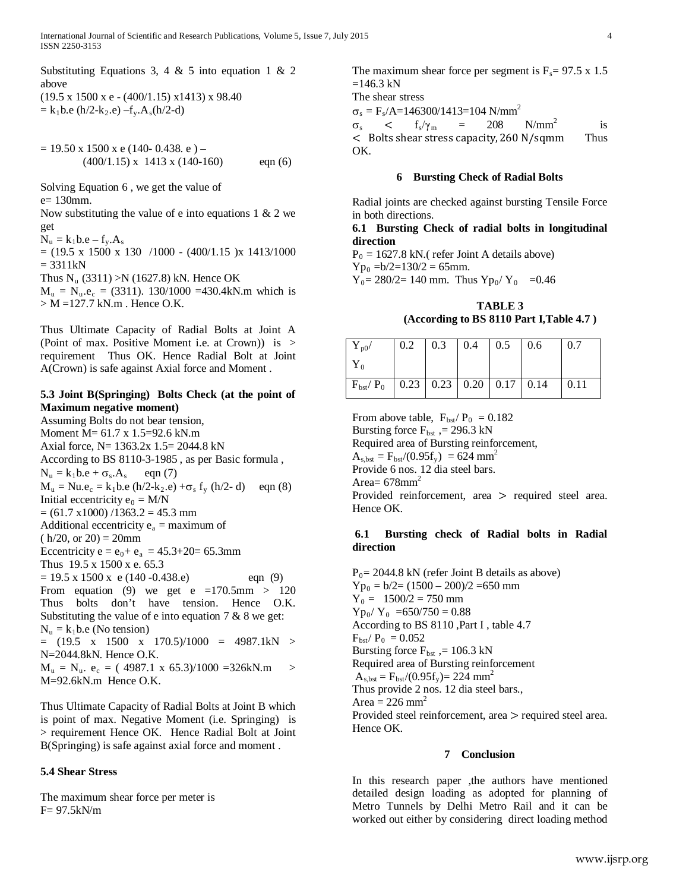Substituting Equations 3, 4 & 5 into equation 1 & 2 above

$(19.5 \times 1500 \times e - (400/1.15) \times 1413) \times 98.40$
$= k_1 b.e\ (h/2 - k_2.e) - f_y.A_s(h/2 - d)$

$= 19.50 \times 1500 \times e\ (140 - 0.438.\ e) -$
$(400/1.15) \times 1413 \times (140\text{-}160)$ eqn (6)

Solving Equation 6 , we get the value of
e= 130mm.

Now substituting the value of e into equations 1 & 2 we get

$N_u = k_1 b.e - f_y.A_s$
$= (19.5 \times 1500 \times 130\ /1000 - (400/1.15) \times 1413/1000 = 3311\text{kN}$

Thus $N_u$ (3311) >N (1627.8) kN. Hence OK

$M_u = N_u.e_c = (3311).\ 130/1000 = 430.4\text{kN.m}$ which is > M =127.7 kN.m . Hence O.K.

Thus Ultimate Capacity of Radial Bolts at Joint A (Point of max. Positive Moment i.e. at Crown)) is > requirement Thus OK. Hence Radial Bolt at Joint A(Crown) is safe against Axial force and Moment .

### 5.3 Joint B(Springing) Bolts Check (at the point of Maximum negative moment)

Assuming Bolts do not bear tension,
Moment M= 61.7 x 1.5=92.6 kN.m
Axial force, N= 1363.2x 1.5= 2044.8 kN
According to BS 8110-3-1985 , as per Basic formula ,

$N_u = k_1 b.e + \sigma_s.A_s$ eqn (7)

$M_u = Nu.e_c = k_1 b.e\ (h/2 - k_2.e) + \sigma_s\ f_y\ (h/2 - d)$ eqn (8)

Initial eccentricity $e_0 = M/N$
$= (61.7 \times 1000) / 1363.2 = 45.3$ mm

Additional eccentricity $e_a$ = maximum of ( h/20, or 20) = 20mm

Eccentricity $e = e_0 + e_a = 45.3 + 20 = 65.3$mm

Thus $19.5 \times 1500 \times e.\ 65.3$
$= 19.5 \times 1500 \times\ e\ (140 - 0.438.e)$ eqn (9)

From equation (9) we get e =170.5mm > 120 Thus bolts don't have tension. Hence O.K. Substituting the value of e into equation 7 & 8 we get:

$N_u = k_1 b.e$ (No tension)
$= (19.5 \times 1500 \times 170.5)/1000 = 4987.1\text{kN} > \text{N}=2044.8\text{kN}$. Hence O.K.

$M_u = N_u.\ e_c = (\ 4987.1 \times 65.3)/1000 = 326\text{kN.m} > \text{M}=92.6\text{kN.m}$ Hence O.K.

Thus Ultimate Capacity of Radial Bolts at Joint B which is point of max. Negative Moment (i.e. Springing) is > requirement Hence OK. Hence Radial Bolt at Joint B(Springing) is safe against axial force and moment .

### 5.4 Shear Stress

The maximum shear force per meter is
F= 97.5kN/m

The maximum shear force per segment is $F_s = 97.5 \times 1.5 = 146.3$ kN

The shear stress

$\sigma_s = F_s/A = 146300/1413 = 104\ \text{N/mm}^2$

$\sigma_s < f_s/\gamma_m = 208\ \text{N/mm}^2$ is $<$ Bolts shear stress capacity, 260 N/sqmm Thus OK.

## 6 Bursting Check of Radial Bolts

Radial joints are checked against bursting Tensile Force in both directions.

### 6.1 Bursting Check of radial bolts in longitudinal direction

$P_0 = 1627.8$ kN.( refer Joint A details above)
$Yp_0 = b/2 = 130/2 = 65$mm.
$Y_0 = 280/2 = 140$ mm. Thus $Yp_0/\ Y_0 = 0.46$

**TABLE 3**
**(According to BS 8110 Part I,Table 4.7 )**

| $Y_{p0}/Y_0$ | 0.2 | 0.3 | 0.4 | 0.5 | 0.6 | 0.7 |
|---|---|---|---|---|---|---|
| $F_{bst}/\ P_0$ | 0.23 | 0.23 | 0.20 | 0.17 | 0.14 | 0.11 |

From above table, $F_{bst}/\ P_0 = 0.182$
Bursting force $F_{bst}$ ,= 296.3 kN
Required area of Bursting reinforcement,
$A_{s,bst} = F_{bst}/(0.95 f_y) = 624\ \text{mm}^2$
Provide 6 nos. 12 dia steel bars.
Area= $678\text{mm}^2$
Provided reinforcement, area > required steel area. Hence OK.

### 6.1 Bursting check of Radial bolts in Radial direction

$P_0 = 2044.8$ kN (refer Joint B details as above)
$Yp_0 = b/2 = (1500 - 200)/2 = 650$ mm
$Y_0 = 1500/2 = 750$ mm
$Yp_0/\ Y_0 = 650/750 = 0.88$
According to BS 8110 ,Part I , table 4.7
$F_{bst}/\ P_0 = 0.052$
Bursting force $F_{bst}$ ,= 106.3 kN
Required area of Bursting reinforcement
$A_{s,bst} = F_{bst}/(0.95 f_y) = 224\ \text{mm}^2$
Thus provide 2 nos. 12 dia steel bars.,
Area = $226\ \text{mm}^2$
Provided steel reinforcement, area > required steel area. Hence OK.

## 7 Conclusion

In this research paper ,the authors have mentioned detailed design loading as adopted for planning of Metro Tunnels by Delhi Metro Rail and it can be worked out either by considering direct loading method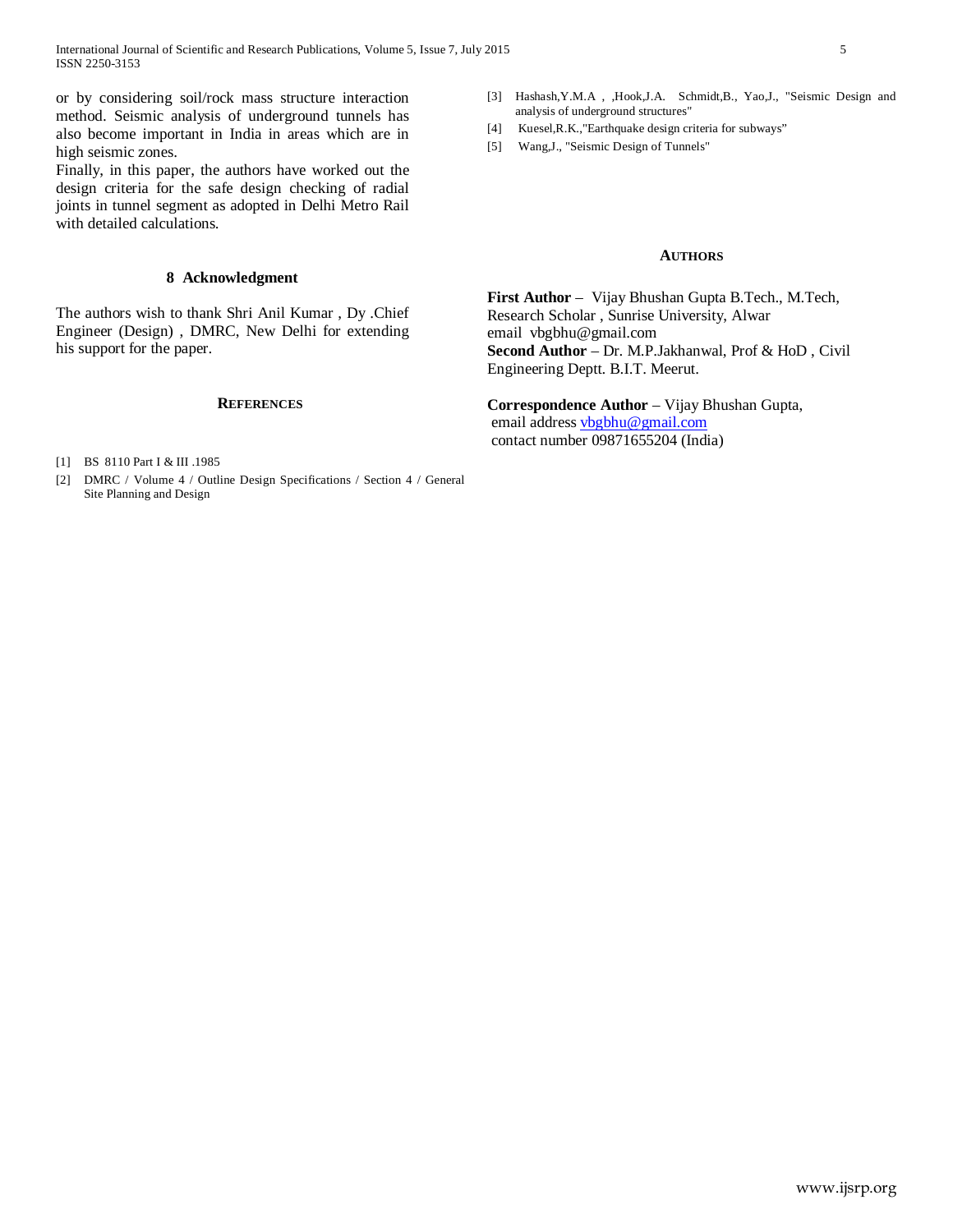or by considering soil/rock mass structure interaction method. Seismic analysis of underground tunnels has also become important in India in areas which are in high seismic zones.

Finally, in this paper, the authors have worked out the design criteria for the safe design checking of radial joints in tunnel segment as adopted in Delhi Metro Rail with detailed calculations.

## 8 Acknowledgment

The authors wish to thank Shri Anil Kumar , Dy .Chief Engineer (Design) , DMRC, New Delhi for extending his support for the paper.

## References

[1] BS 8110 Part I & III .1985

[2] DMRC / Volume 4 / Outline Design Specifications / Section 4 / General Site Planning and Design

[3] Hashash,Y.M.A , ,Hook,J.A. Schmidt,B., Yao,J., "Seismic Design and analysis of underground structures"

[4] Kuesel,R.K.,"Earthquake design criteria for subways"

[5] Wang,J., "Seismic Design of Tunnels"

## Authors

**First Author** – Vijay Bhushan Gupta B.Tech., M.Tech, Research Scholar , Sunrise University, Alwar
email vbgbhu@gmail.com

**Second Author** – Dr. M.P.Jakhanwal, Prof & HoD , Civil Engineering Deptt. B.I.T. Meerut.

**Correspondence Author** – Vijay Bhushan Gupta,
email address vbgbhu@gmail.com
contact number 09871655204 (India)